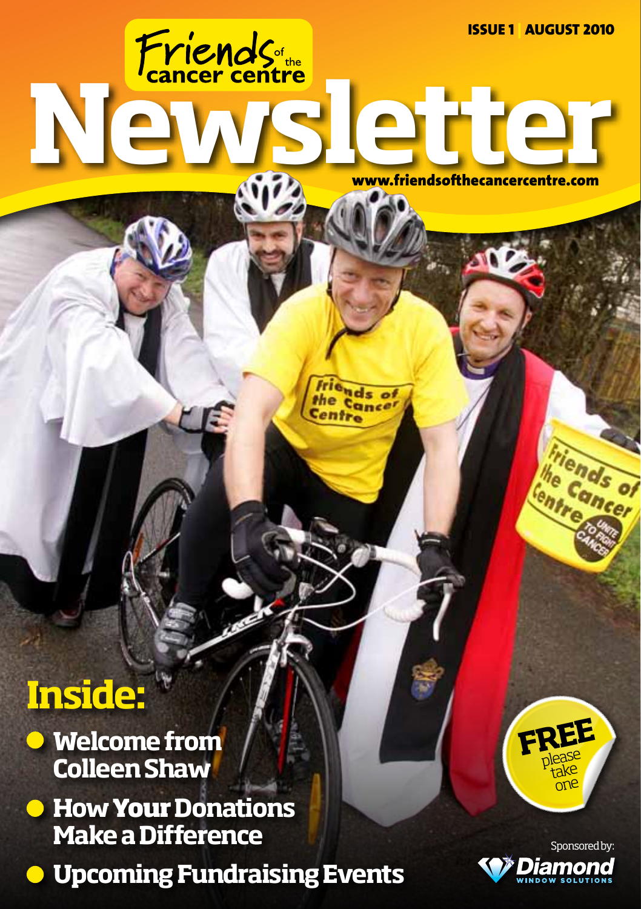ISSUE 1 | AUGUST 2010

Friends of the cancer centre

# Newsletter

www.friendsofthecancercentre.com

## Inside:

- **Welcome from Colleen Shaw**
- **How Your Donations Make a Difference**
- **Upcoming Fundraising Events**

FREE please take one

Sponsored by: Diamond WINDOW SOLUTIONS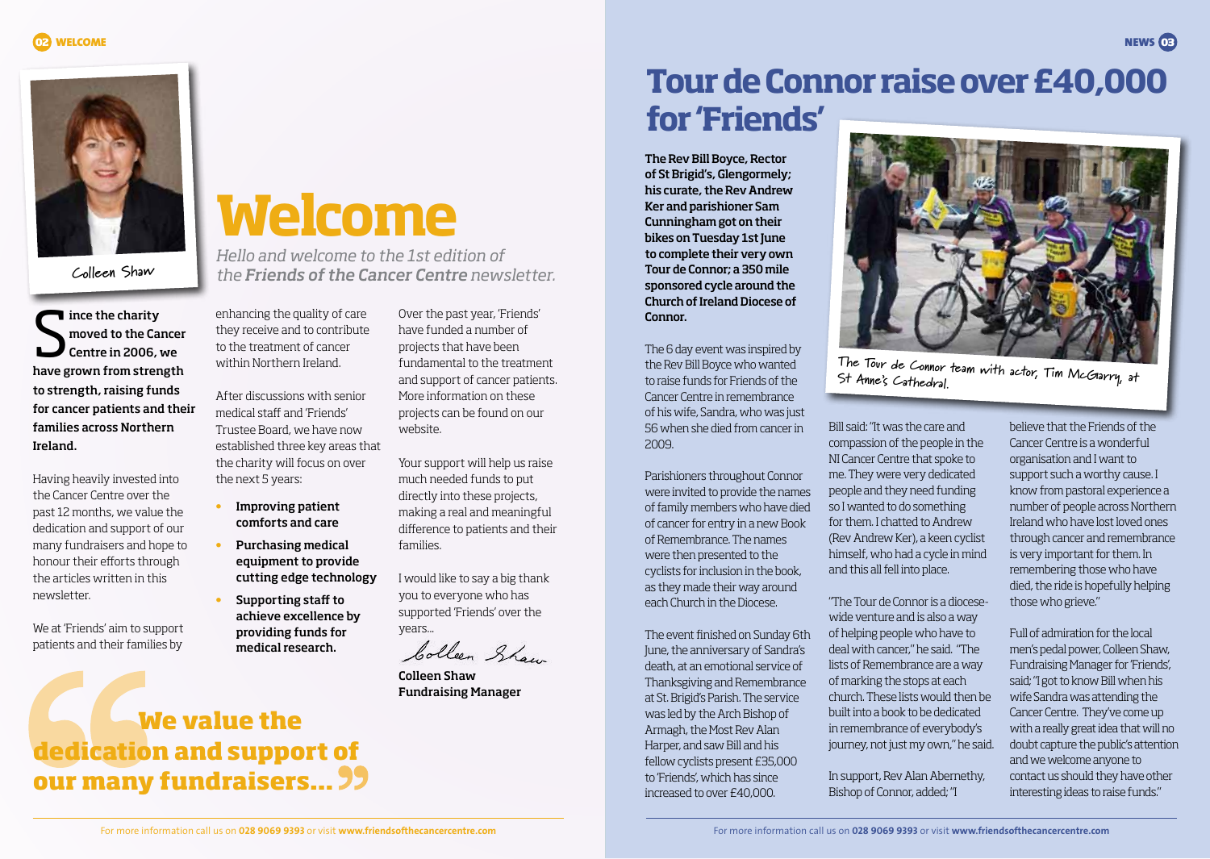Colleen Shaw

# Welcome

*Hello and welcome to the 1st edition of the **Friends of the Cancer Centre** newsletter.*

**Since the charity moved to the Cancer Centre in 2006, we have grown from strength to strength, raising funds for cancer patients and their families across Northern Ireland.**

Having heavily invested into the Cancer Centre over the past 12 months, we value the dedication and support of our many fundraisers and hope to honour their efforts through the articles written in this newsletter.

We at 'Friends' aim to support patients and their families by enhancing the quality of care they receive and to contribute to the treatment of cancer within Northern Ireland.

After discussions with senior medical staff and 'Friends' Trustee Board, we have now established three key areas that the charity will focus on over the next 5 years:

- **Improving patient comforts and care**
- **Purchasing medical equipment to provide cutting edge technology**
- **Supporting staff to achieve excellence by providing funds for medical research.**

Over the past year, 'Friends' have funded a number of projects that have been fundamental to the treatment and support of cancer patients. More information on these projects can be found on our website.

Your support will help us raise much needed funds to put directly into these projects, making a real and meaningful difference to patients and their families.

I would like to say a big thank you to everyone who has supported 'Friends' over the years...

Colleen Shaw

**Colleen Shaw**
**Fundraising Manager**

> **"We value the dedication and support of our many fundraisers..."**

# Tour de Connor raise over £40,000 for 'Friends'

**The Rev Bill Boyce, Rector of St Brigid's, Glengormely; his curate, the Rev Andrew Ker and parishioner Sam Cunningham got on their bikes on Tuesday 1st June to complete their very own Tour de Connor; a 350 mile sponsored cycle around the Church of Ireland Diocese of Connor.**

The Tour de Connor team with actor, Tim McGarry, at St Anne's Cathedral.

The 6 day event was inspired by the Rev Bill Boyce who wanted to raise funds for Friends of the Cancer Centre in remembrance of his wife, Sandra, who was just 56 when she died from cancer in 2009.

Parishioners throughout Connor were invited to provide the names of family members who have died of cancer for entry in a new Book of Remembrance. The names were then presented to the cyclists for inclusion in the book, as they made their way around each Church in the Diocese.

The event finished on Sunday 6th June, the anniversary of Sandra's death, at an emotional service of Thanksgiving and Remembrance at St. Brigid's Parish. The service was led by the Arch Bishop of Armagh, the Most Rev Alan Harper, and saw Bill and his fellow cyclists present £35,000 to 'Friends', which has since increased to over £40,000.

Bill said: "It was the care and compassion of the people in the NI Cancer Centre that spoke to me. They were very dedicated people and they need funding so I wanted to do something for them. I chatted to Andrew (Rev Andrew Ker), a keen cyclist himself, who had a cycle in mind and this all fell into place.

"The Tour de Connor is a diocese-wide venture and is also a way of helping people who have to deal with cancer," he said. "The lists of Remembrance are a way of marking the stops at each church. These lists would then be built into a book to be dedicated in remembrance of everybody's journey, not just my own," he said.

In support, Rev Alan Abernethy, Bishop of Connor, added; "I believe that the Friends of the Cancer Centre is a wonderful organisation and I want to support such a worthy cause. I know from pastoral experience a number of people across Northern Ireland who have lost loved ones through cancer and remembrance is very important for them. In remembering those who have died, the ride is hopefully helping those who grieve."

Full of admiration for the local men's pedal power, Colleen Shaw, Fundraising Manager for 'Friends', said; "I got to know Bill when his wife Sandra was attending the Cancer Centre. They've come up with a really great idea that will no doubt capture the public's attention and we welcome anyone to contact us should they have other interesting ideas to raise funds."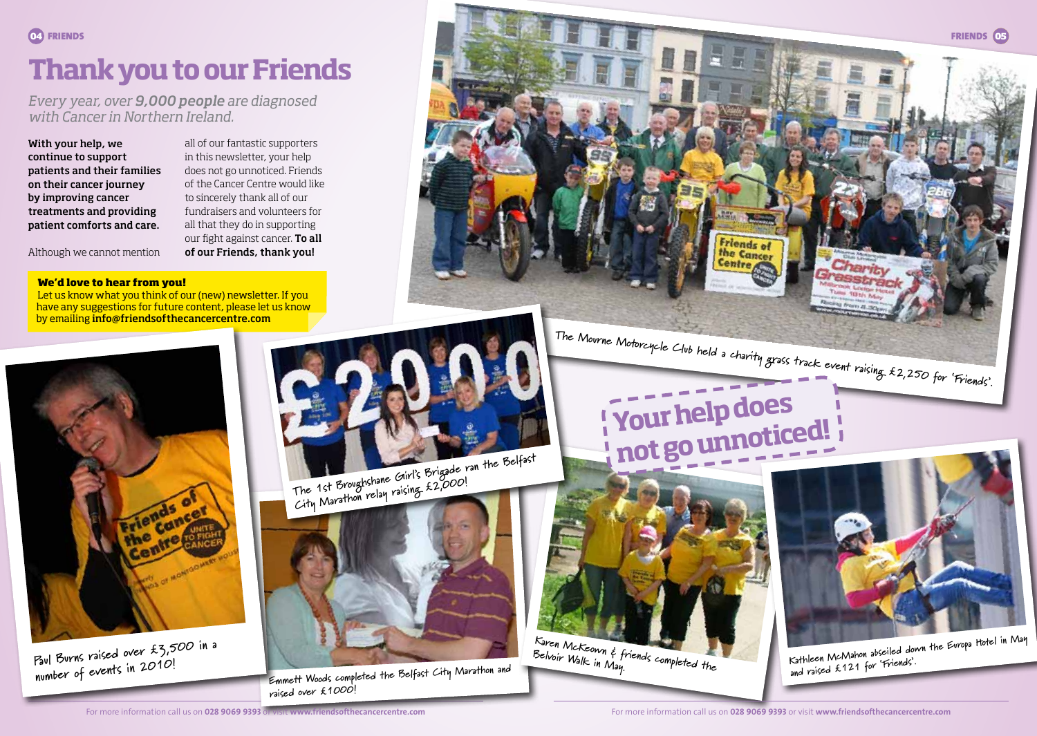# Thank you to our Friends

*Every year, over **9,000 people** are diagnosed with Cancer in Northern Ireland.*

**With your help, we continue to support patients and their families on their cancer journey by improving cancer treatments and providing patient comforts and care.**

Although we cannot mention all of our fantastic supporters in this newsletter, your help does not go unnoticed. Friends of the Cancer Centre would like to sincerely thank all of our fundraisers and volunteers for all that they do in supporting our fight against cancer. **To all of our Friends, thank you!**

**We'd love to hear from you!**
Let us know what you think of our (new) newsletter. If you have any suggestions for future content, please let us know by emailing **info@friendsofthecancercentre.com**

The Mourne Motorcycle Club held a charity grass track event raising £2,250 for 'Friends'.

## Your help does not go unnoticed!

Paul Burns raised over £3,500 in a number of events in 2010!

The 1st Broughshane Girl's Brigade ran the Belfast City Marathon relay raising £2,000!

Emmett Woods completed the Belfast City Marathon and raised over £1000!

Karen McKeown & friends completed the Belvoir Walk in May.

Kathleen McMahon abseiled down the Europa Hotel in May and raised £121 for 'Friends'.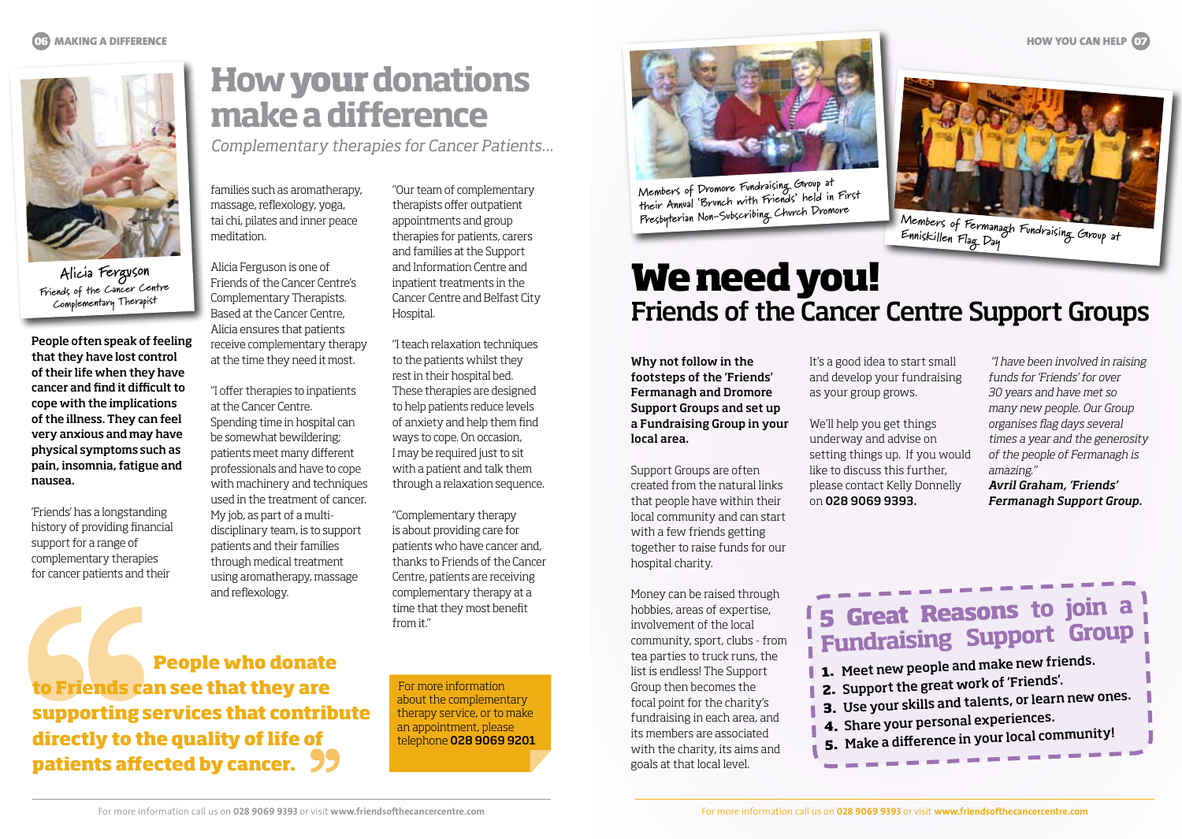# How your donations make a difference

*Complementary therapies for Cancer Patients...*

Alicia Ferguson
Friends of the Cancer Centre Complementary Therapist

**People often speak of feeling that they have lost control of their life when they have cancer and find it difficult to cope with the implications of the illness. They can feel very anxious and may have physical symptoms such as pain, insomnia, fatigue and nausea.**

'Friends' has a longstanding history of providing financial support for a range of complementary therapies for cancer patients and their families such as aromatherapy, massage, reflexology, yoga, tai chi, pilates and inner peace meditation.

Alicia Ferguson is one of Friends of the Cancer Centre's Complementary Therapists. Based at the Cancer Centre, Alicia ensures that patients receive complementary therapy at the time they need it most.

"I offer therapies to inpatients at the Cancer Centre. Spending time in hospital can be somewhat bewildering; patients meet many different professionals and have to cope with machinery and techniques used in the treatment of cancer. My job, as part of a multi-disciplinary team, is to support patients and their families through medical treatment using aromatherapy, massage and reflexology.

"Our team of complementary therapists offer outpatient appointments and group therapies for patients, carers and families at the Support and Information Centre and inpatient treatments in the Cancer Centre and Belfast City Hospital.

"I teach relaxation techniques to the patients whilst they rest in their hospital bed. These therapies are designed to help patients reduce levels of anxiety and help them find ways to cope. On occasion, I may be required just to sit with a patient and talk them through a relaxation sequence.

"Complementary therapy is about providing care for patients who have cancer and, thanks to Friends of the Cancer Centre, patients are receiving complementary therapy at a time that they most benefit from it."

> **People who donate to Friends can see that they are supporting services that contribute directly to the quality of life of patients affected by cancer.**

For more information about the complementary therapy service, or to make an appointment, please telephone **028 9069 9201**

Members of Dromore Fundraising Group at their Annual 'Brunch with Friends' held in First Presbyterian Non-Subscribing Church Dromore

Members of Fermanagh Fundraising Group at Enniskillen Flag Day

# We need you!

## Friends of the Cancer Centre Support Groups

**Why not follow in the footsteps of the 'Friends' Fermanagh and Dromore Support Groups and set up a Fundraising Group in your local area.**

Support Groups are often created from the natural links that people have within their local community and can start with a few friends getting together to raise funds for our hospital charity.

Money can be raised through hobbies, areas of expertise, involvement of the local community, sport, clubs - from tea parties to truck runs, the list is endless! The Support Group then becomes the focal point for the charity's fundraising in each area, and its members are associated with the charity, its aims and goals at that local level.

It's a good idea to start small and develop your fundraising as your group grows.

We'll help you get things underway and advise on setting things up. If you would like to discuss this further, please contact Kelly Donnelly on **028 9069 9393.**

*"I have been involved in raising funds for 'Friends' for over 30 years and have met so many new people. Our Group organises flag days several times a year and the generosity of the people of Fermanagh is amazing."*
***Avril Graham, 'Friends' Fermanagh Support Group.***

### 5 Great Reasons to join a Fundraising Support Group

1. Meet new people and make new friends.
2. Support the great work of 'Friends'.
3. Use your skills and talents, or learn new ones.
4. Share your personal experiences.
5. Make a difference in your local community!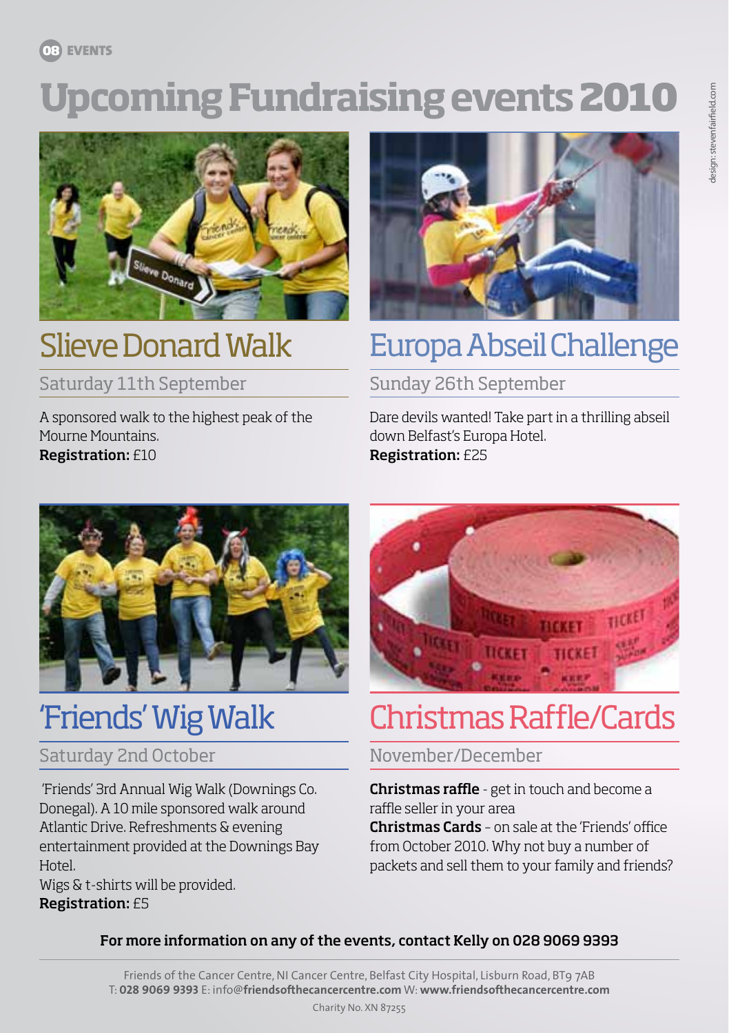# Upcoming Fundraising events 2010

## Slieve Donard Walk

Saturday 11th September

A sponsored walk to the highest peak of the Mourne Mountains.
**Registration:** £10

## Europa Abseil Challenge

Sunday 26th September

Dare devils wanted! Take part in a thrilling abseil down Belfast's Europa Hotel.
**Registration:** £25

## 'Friends' Wig Walk

Saturday 2nd October

'Friends' 3rd Annual Wig Walk (Downings Co. Donegal). A 10 mile sponsored walk around Atlantic Drive. Refreshments & evening entertainment provided at the Downings Bay Hotel.
Wigs & t-shirts will be provided.
**Registration:** £5

## Christmas Raffle/Cards

November/December

**Christmas raffle** - get in touch and become a raffle seller in your area
**Christmas Cards** – on sale at the 'Friends' office from October 2010. Why not buy a number of packets and sell them to your family and friends?

**For more information on any of the events, contact Kelly on 028 9069 9393**

Friends of the Cancer Centre, NI Cancer Centre, Belfast City Hospital, Lisburn Road, BT9 7AB
T: **028 9069 9393** E: info@**friendsofthecancercentre.com** W: **www.friendsofthecancercentre.com**

Charity No. XN 87255

design: stevenfairfield.com